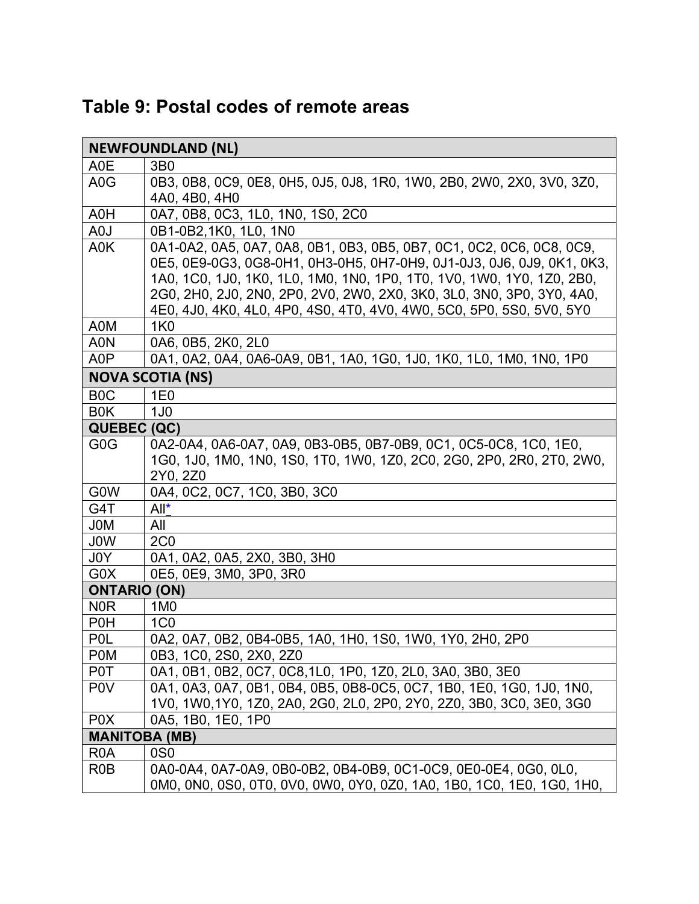## Table 9: Postal codes of remote areas

| NEWFOUNDLAND (NL) | |
|---|---|
| A0E | 3B0 |
| A0G | 0B3, 0B8, 0C9, 0E8, 0H5, 0J5, 0J8, 1R0, 1W0, 2B0, 2W0, 2X0, 3V0, 3Z0, 4A0, 4B0, 4H0 |
| A0H | 0A7, 0B8, 0C3, 1L0, 1N0, 1S0, 2C0 |
| A0J | 0B1-0B2,1K0, 1L0, 1N0 |
| A0K | 0A1-0A2, 0A5, 0A7, 0A8, 0B1, 0B3, 0B5, 0B7, 0C1, 0C2, 0C6, 0C8, 0C9, 0E5, 0E9-0G3, 0G8-0H1, 0H3-0H5, 0H7-0H9, 0J1-0J3, 0J6, 0J9, 0K1, 0K3, 1A0, 1C0, 1J0, 1K0, 1L0, 1M0, 1N0, 1P0, 1T0, 1V0, 1W0, 1Y0, 1Z0, 2B0, 2G0, 2H0, 2J0, 2N0, 2P0, 2V0, 2W0, 2X0, 3K0, 3L0, 3N0, 3P0, 3Y0, 4A0, 4E0, 4J0, 4K0, 4L0, 4P0, 4S0, 4T0, 4V0, 4W0, 5C0, 5P0, 5S0, 5V0, 5Y0 |
| A0M | 1K0 |
| A0N | 0A6, 0B5, 2K0, 2L0 |
| A0P | 0A1, 0A2, 0A4, 0A6-0A9, 0B1, 1A0, 1G0, 1J0, 1K0, 1L0, 1M0, 1N0, 1P0 |
| **NOVA SCOTIA (NS)** | |
| B0C | 1E0 |
| B0K | 1J0 |
| **QUEBEC (QC)** | |
| G0G | 0A2-0A4, 0A6-0A7, 0A9, 0B3-0B5, 0B7-0B9, 0C1, 0C5-0C8, 1C0, 1E0, 1G0, 1J0, 1M0, 1N0, 1S0, 1T0, 1W0, 1Z0, 2C0, 2G0, 2P0, 2R0, 2T0, 2W0, 2Y0, 2Z0 |
| G0W | 0A4, 0C2, 0C7, 1C0, 3B0, 3C0 |
| G4T | All* |
| J0M | All |
| J0W | 2C0 |
| J0Y | 0A1, 0A2, 0A5, 2X0, 3B0, 3H0 |
| G0X | 0E5, 0E9, 3M0, 3P0, 3R0 |
| **ONTARIO (ON)** | |
| N0R | 1M0 |
| P0H | 1C0 |
| P0L | 0A2, 0A7, 0B2, 0B4-0B5, 1A0, 1H0, 1S0, 1W0, 1Y0, 2H0, 2P0 |
| P0M | 0B3, 1C0, 2S0, 2X0, 2Z0 |
| P0T | 0A1, 0B1, 0B2, 0C7, 0C8,1L0, 1P0, 1Z0, 2L0, 3A0, 3B0, 3E0 |
| P0V | 0A1, 0A3, 0A7, 0B1, 0B4, 0B5, 0B8-0C5, 0C7, 1B0, 1E0, 1G0, 1J0, 1N0, 1V0, 1W0,1Y0, 1Z0, 2A0, 2G0, 2L0, 2P0, 2Y0, 2Z0, 3B0, 3C0, 3E0, 3G0 |
| P0X | 0A5, 1B0, 1E0, 1P0 |
| **MANITOBA (MB)** | |
| R0A | 0S0 |
| R0B | 0A0-0A4, 0A7-0A9, 0B0-0B2, 0B4-0B9, 0C1-0C9, 0E0-0E4, 0G0, 0L0, 0M0, 0N0, 0S0, 0T0, 0V0, 0W0, 0Y0, 0Z0, 1A0, 1B0, 1C0, 1E0, 1G0, 1H0, |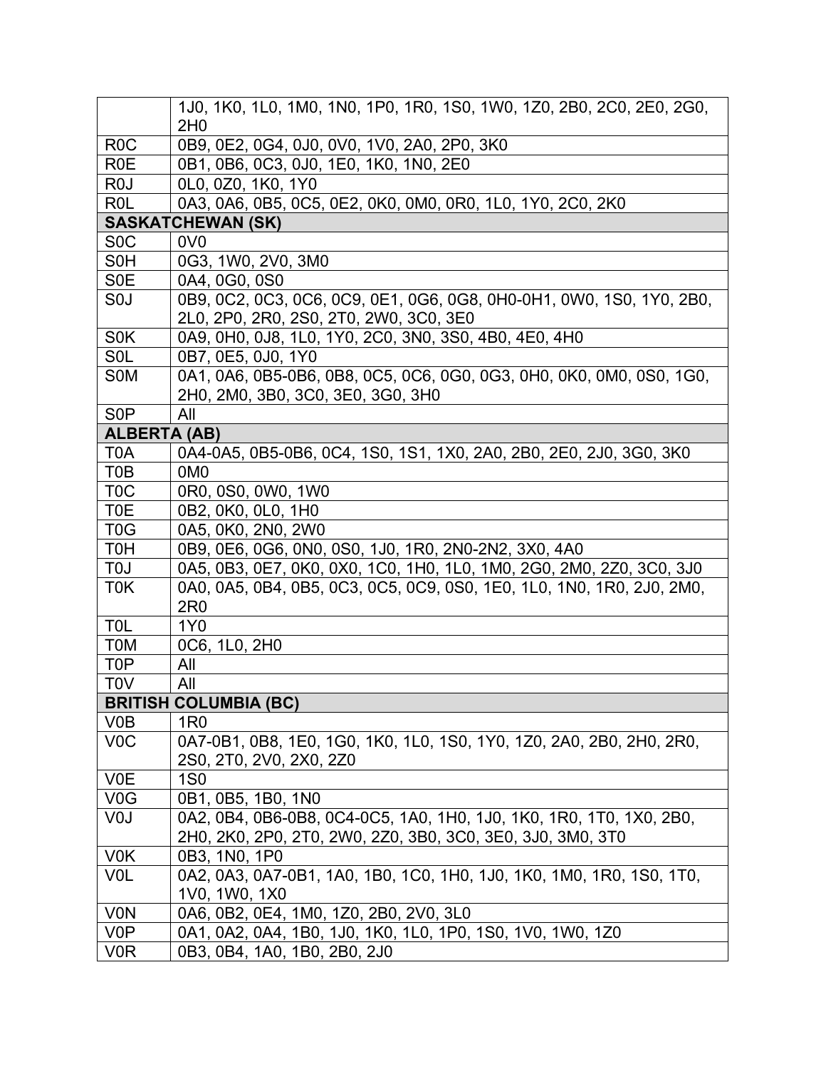| | |
|---|---|
| | 1J0, 1K0, 1L0, 1M0, 1N0, 1P0, 1R0, 1S0, 1W0, 1Z0, 2B0, 2C0, 2E0, 2G0, 2H0 |
| R0C | 0B9, 0E2, 0G4, 0J0, 0V0, 1V0, 2A0, 2P0, 3K0 |
| R0E | 0B1, 0B6, 0C3, 0J0, 1E0, 1K0, 1N0, 2E0 |
| R0J | 0L0, 0Z0, 1K0, 1Y0 |
| R0L | 0A3, 0A6, 0B5, 0C5, 0E2, 0K0, 0M0, 0R0, 1L0, 1Y0, 2C0, 2K0 |
| **SASKATCHEWAN (SK)** | |
| S0C | 0V0 |
| S0H | 0G3, 1W0, 2V0, 3M0 |
| S0E | 0A4, 0G0, 0S0 |
| S0J | 0B9, 0C2, 0C3, 0C6, 0C9, 0E1, 0G6, 0G8, 0H0-0H1, 0W0, 1S0, 1Y0, 2B0, 2L0, 2P0, 2R0, 2S0, 2T0, 2W0, 3C0, 3E0 |
| S0K | 0A9, 0H0, 0J8, 1L0, 1Y0, 2C0, 3N0, 3S0, 4B0, 4E0, 4H0 |
| S0L | 0B7, 0E5, 0J0, 1Y0 |
| S0M | 0A1, 0A6, 0B5-0B6, 0B8, 0C5, 0C6, 0G0, 0G3, 0H0, 0K0, 0M0, 0S0, 1G0, 2H0, 2M0, 3B0, 3C0, 3E0, 3G0, 3H0 |
| S0P | All |
| **ALBERTA (AB)** | |
| T0A | 0A4-0A5, 0B5-0B6, 0C4, 1S0, 1S1, 1X0, 2A0, 2B0, 2E0, 2J0, 3G0, 3K0 |
| T0B | 0M0 |
| T0C | 0R0, 0S0, 0W0, 1W0 |
| T0E | 0B2, 0K0, 0L0, 1H0 |
| T0G | 0A5, 0K0, 2N0, 2W0 |
| T0H | 0B9, 0E6, 0G6, 0N0, 0S0, 1J0, 1R0, 2N0-2N2, 3X0, 4A0 |
| T0J | 0A5, 0B3, 0E7, 0K0, 0X0, 1C0, 1H0, 1L0, 1M0, 2G0, 2M0, 2Z0, 3C0, 3J0 |
| T0K | 0A0, 0A5, 0B4, 0B5, 0C3, 0C5, 0C9, 0S0, 1E0, 1L0, 1N0, 1R0, 2J0, 2M0, 2R0 |
| T0L | 1Y0 |
| T0M | 0C6, 1L0, 2H0 |
| T0P | All |
| T0V | All |
| **BRITISH COLUMBIA (BC)** | |
| V0B | 1R0 |
| V0C | 0A7-0B1, 0B8, 1E0, 1G0, 1K0, 1L0, 1S0, 1Y0, 1Z0, 2A0, 2B0, 2H0, 2R0, 2S0, 2T0, 2V0, 2X0, 2Z0 |
| V0E | 1S0 |
| V0G | 0B1, 0B5, 1B0, 1N0 |
| V0J | 0A2, 0B4, 0B6-0B8, 0C4-0C5, 1A0, 1H0, 1J0, 1K0, 1R0, 1T0, 1X0, 2B0, 2H0, 2K0, 2P0, 2T0, 2W0, 2Z0, 3B0, 3C0, 3E0, 3J0, 3M0, 3T0 |
| V0K | 0B3, 1N0, 1P0 |
| V0L | 0A2, 0A3, 0A7-0B1, 1A0, 1B0, 1C0, 1H0, 1J0, 1K0, 1M0, 1R0, 1S0, 1T0, 1V0, 1W0, 1X0 |
| V0N | 0A6, 0B2, 0E4, 1M0, 1Z0, 2B0, 2V0, 3L0 |
| V0P | 0A1, 0A2, 0A4, 1B0, 1J0, 1K0, 1L0, 1P0, 1S0, 1V0, 1W0, 1Z0 |
| V0R | 0B3, 0B4, 1A0, 1B0, 2B0, 2J0 |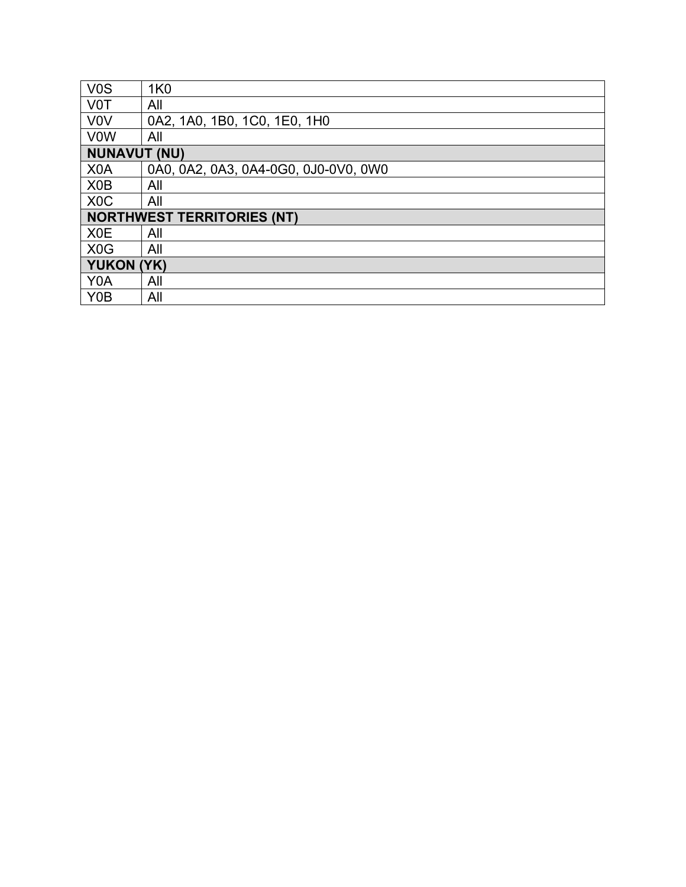| | |
|---|---|
| V0S | 1K0 |
| V0T | All |
| V0V | 0A2, 1A0, 1B0, 1C0, 1E0, 1H0 |
| V0W | All |
| **NUNAVUT (NU)** | |
| X0A | 0A0, 0A2, 0A3, 0A4-0G0, 0J0-0V0, 0W0 |
| X0B | All |
| X0C | All |
| **NORTHWEST TERRITORIES (NT)** | |
| X0E | All |
| X0G | All |
| **YUKON (YK)** | |
| Y0A | All |
| Y0B | All |